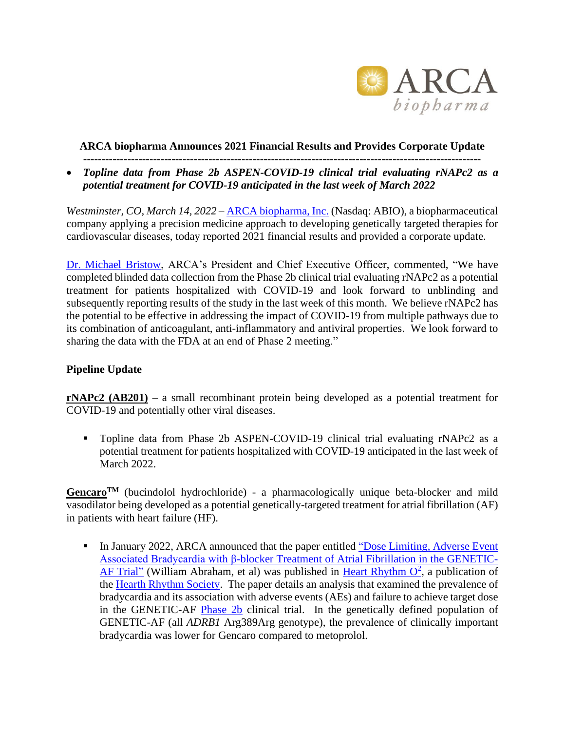# ARCA biopharma Announces 2021 Financial Results and Provides Corporate Update

---

- ***Topline data from Phase 2b ASPEN-COVID-19 clinical trial evaluating rNAPc2 as a potential treatment for COVID-19 anticipated in the last week of March 2022***

*Westminster, CO, March 14, 2022* – ARCA biopharma, Inc. (Nasdaq: ABIO), a biopharmaceutical company applying a precision medicine approach to developing genetically targeted therapies for cardiovascular diseases, today reported 2021 financial results and provided a corporate update.

Dr. Michael Bristow, ARCA's President and Chief Executive Officer, commented, "We have completed blinded data collection from the Phase 2b clinical trial evaluating rNAPc2 as a potential treatment for patients hospitalized with COVID-19 and look forward to unblinding and subsequently reporting results of the study in the last week of this month. We believe rNAPc2 has the potential to be effective in addressing the impact of COVID-19 from multiple pathways due to its combination of anticoagulant, anti-inflammatory and antiviral properties. We look forward to sharing the data with the FDA at an end of Phase 2 meeting."

## Pipeline Update

**rNAPc2 (AB201)** – a small recombinant protein being developed as a potential treatment for COVID-19 and potentially other viral diseases.

- Topline data from Phase 2b ASPEN-COVID-19 clinical trial evaluating rNAPc2 as a potential treatment for patients hospitalized with COVID-19 anticipated in the last week of March 2022.

**Gencaro™** (bucindolol hydrochloride) - a pharmacologically unique beta-blocker and mild vasodilator being developed as a potential genetically-targeted treatment for atrial fibrillation (AF) in patients with heart failure (HF).

- In January 2022, ARCA announced that the paper entitled "Dose Limiting, Adverse Event Associated Bradycardia with β-blocker Treatment of Atrial Fibrillation in the GENETIC-AF Trial" (William Abraham, et al) was published in Heart Rhythm O², a publication of the Hearth Rhythm Society. The paper details an analysis that examined the prevalence of bradycardia and its association with adverse events (AEs) and failure to achieve target dose in the GENETIC-AF Phase 2b clinical trial. In the genetically defined population of GENETIC-AF (all *ADRB1* Arg389Arg genotype), the prevalence of clinically important bradycardia was lower for Gencaro compared to metoprolol.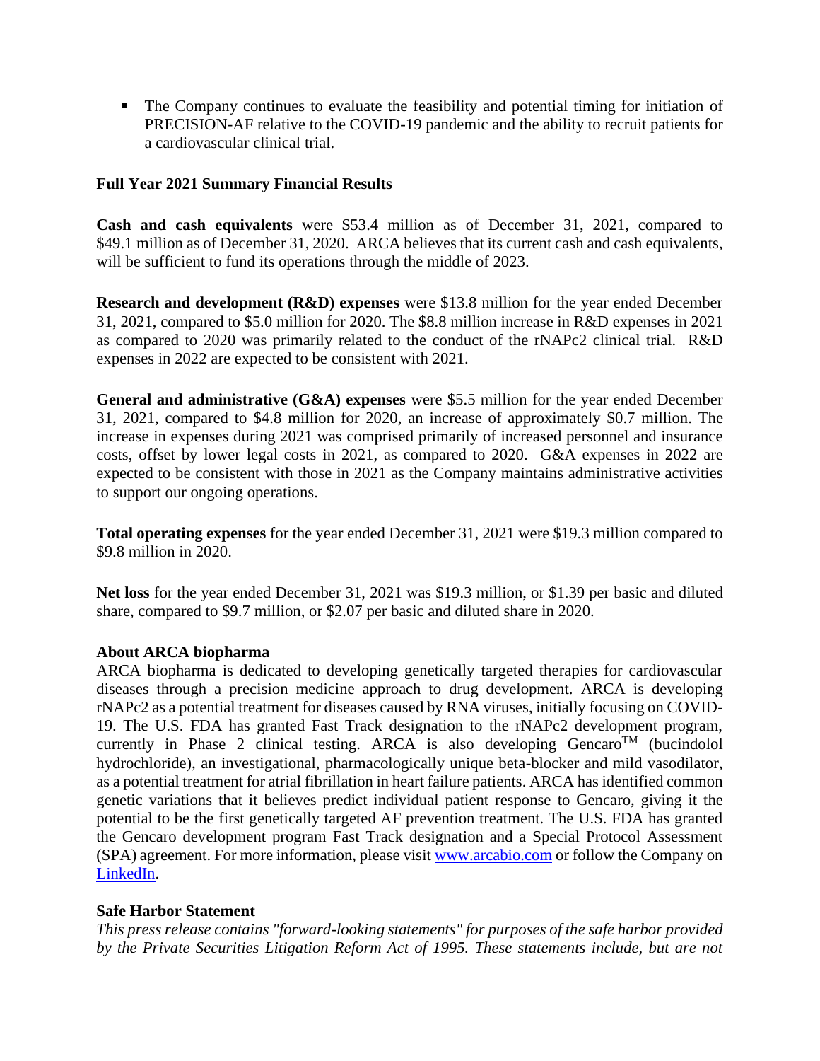- The Company continues to evaluate the feasibility and potential timing for initiation of PRECISION-AF relative to the COVID-19 pandemic and the ability to recruit patients for a cardiovascular clinical trial.

**Full Year 2021 Summary Financial Results**

**Cash and cash equivalents** were $53.4 million as of December 31, 2021, compared to $49.1 million as of December 31, 2020. ARCA believes that its current cash and cash equivalents, will be sufficient to fund its operations through the middle of 2023.

**Research and development (R&D) expenses** were $13.8 million for the year ended December 31, 2021, compared to $5.0 million for 2020. The $8.8 million increase in R&D expenses in 2021 as compared to 2020 was primarily related to the conduct of the rNAPc2 clinical trial. R&D expenses in 2022 are expected to be consistent with 2021.

**General and administrative (G&A) expenses** were $5.5 million for the year ended December 31, 2021, compared to $4.8 million for 2020, an increase of approximately $0.7 million. The increase in expenses during 2021 was comprised primarily of increased personnel and insurance costs, offset by lower legal costs in 2021, as compared to 2020. G&A expenses in 2022 are expected to be consistent with those in 2021 as the Company maintains administrative activities to support our ongoing operations.

**Total operating expenses** for the year ended December 31, 2021 were $19.3 million compared to $9.8 million in 2020.

**Net loss** for the year ended December 31, 2021 was $19.3 million, or $1.39 per basic and diluted share, compared to $9.7 million, or $2.07 per basic and diluted share in 2020.

**About ARCA biopharma**

ARCA biopharma is dedicated to developing genetically targeted therapies for cardiovascular diseases through a precision medicine approach to drug development. ARCA is developing rNAPc2 as a potential treatment for diseases caused by RNA viruses, initially focusing on COVID-19. The U.S. FDA has granted Fast Track designation to the rNAPc2 development program, currently in Phase 2 clinical testing. ARCA is also developing Gencaro™ (bucindolol hydrochloride), an investigational, pharmacologically unique beta-blocker and mild vasodilator, as a potential treatment for atrial fibrillation in heart failure patients. ARCA has identified common genetic variations that it believes predict individual patient response to Gencaro, giving it the potential to be the first genetically targeted AF prevention treatment. The U.S. FDA has granted the Gencaro development program Fast Track designation and a Special Protocol Assessment (SPA) agreement. For more information, please visit [www.arcabio.com](http://www.arcabio.com) or follow the Company on [LinkedIn](#).

**Safe Harbor Statement**

*This press release contains "forward-looking statements" for purposes of the safe harbor provided by the Private Securities Litigation Reform Act of 1995. These statements include, but are not*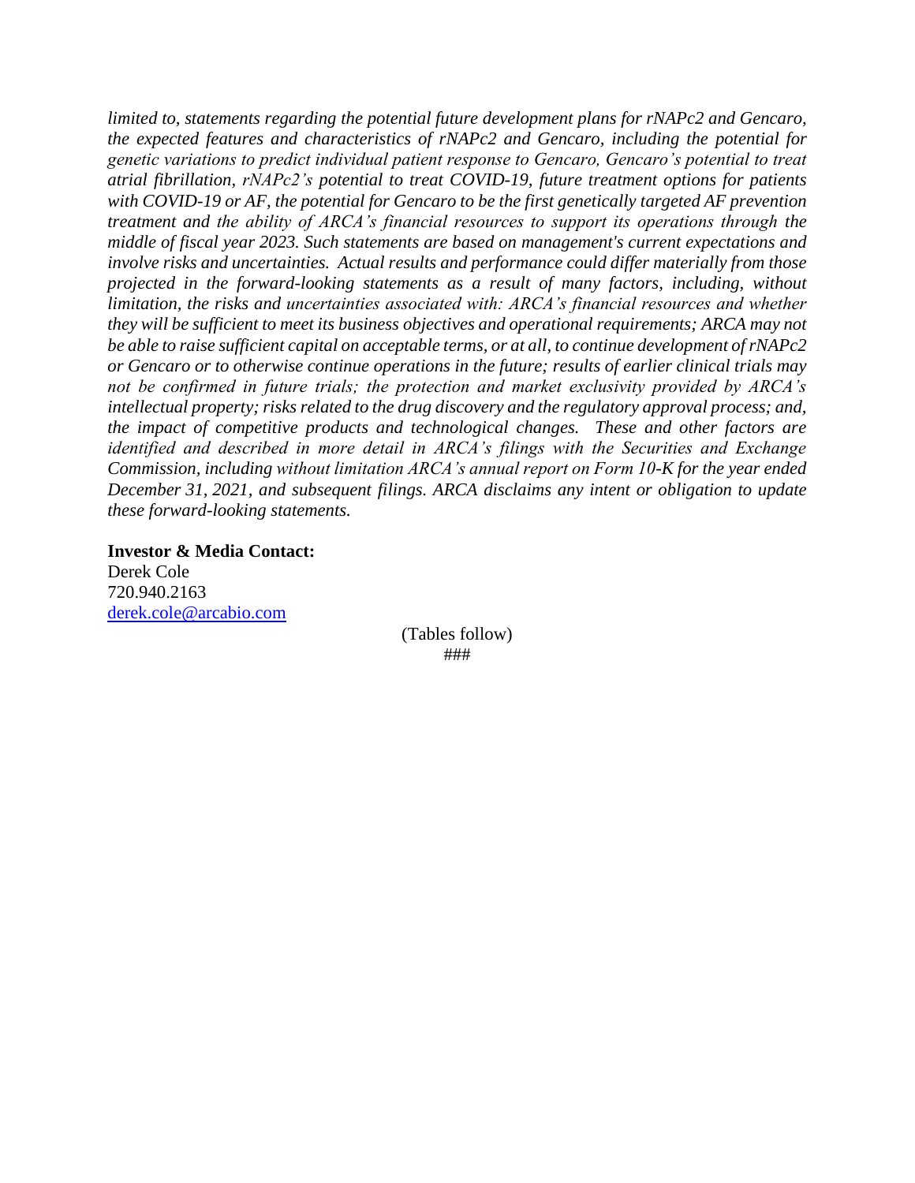*limited to, statements regarding the potential future development plans for rNAPc2 and Gencaro, the expected features and characteristics of rNAPc2 and Gencaro, including the potential for genetic variations to predict individual patient response to Gencaro, Gencaro's potential to treat atrial fibrillation, rNAPc2's potential to treat COVID-19, future treatment options for patients with COVID-19 or AF, the potential for Gencaro to be the first genetically targeted AF prevention treatment and the ability of ARCA's financial resources to support its operations through the middle of fiscal year 2023. Such statements are based on management's current expectations and involve risks and uncertainties. Actual results and performance could differ materially from those projected in the forward-looking statements as a result of many factors, including, without limitation, the risks and uncertainties associated with: ARCA's financial resources and whether they will be sufficient to meet its business objectives and operational requirements; ARCA may not be able to raise sufficient capital on acceptable terms, or at all, to continue development of rNAPc2 or Gencaro or to otherwise continue operations in the future; results of earlier clinical trials may not be confirmed in future trials; the protection and market exclusivity provided by ARCA's intellectual property; risks related to the drug discovery and the regulatory approval process; and, the impact of competitive products and technological changes. These and other factors are identified and described in more detail in ARCA's filings with the Securities and Exchange Commission, including without limitation ARCA's annual report on Form 10-K for the year ended December 31, 2021, and subsequent filings. ARCA disclaims any intent or obligation to update these forward-looking statements.*

**Investor & Media Contact:**
Derek Cole
720.940.2163
derek.cole@arcabio.com

(Tables follow)

###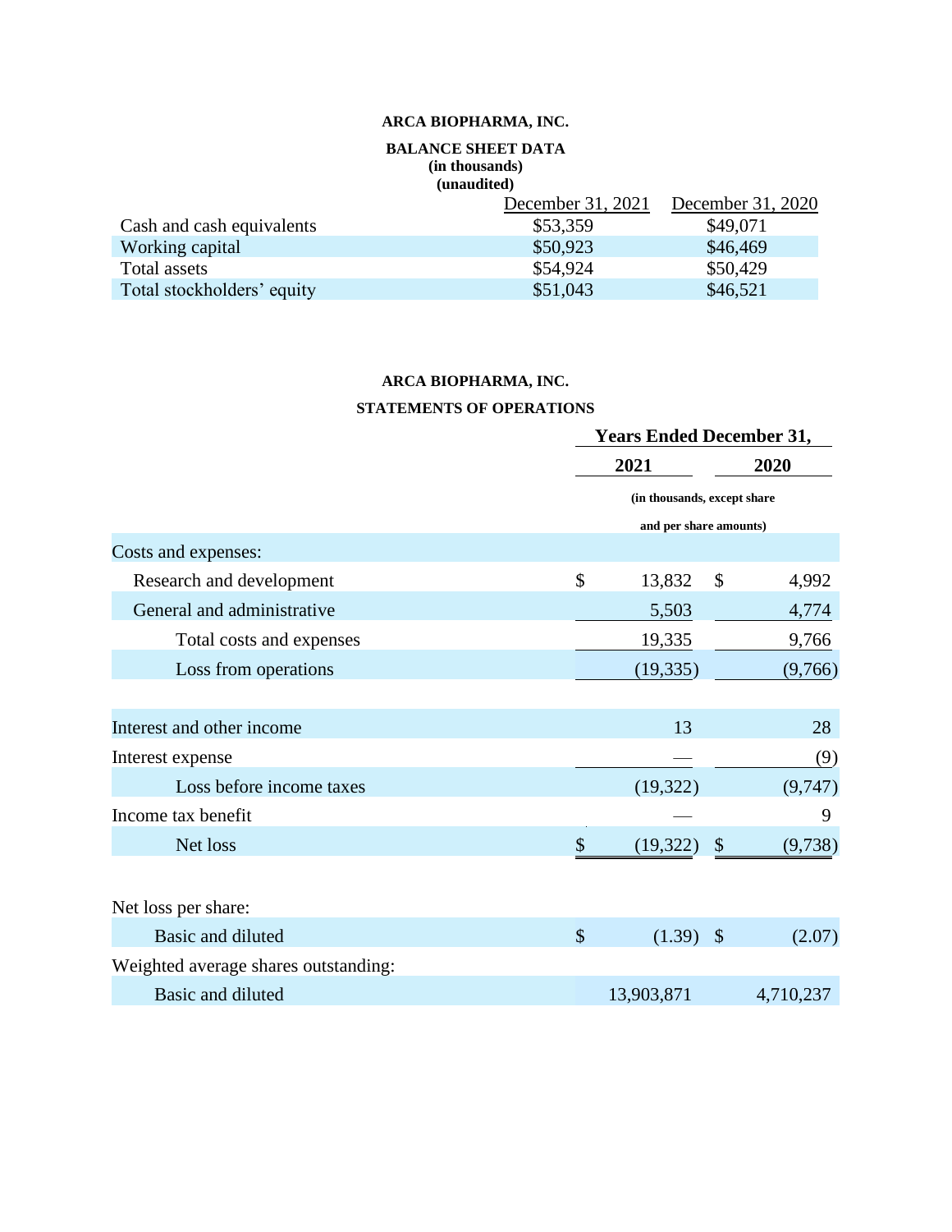**ARCA BIOPHARMA, INC.**

**BALANCE SHEET DATA**
**(in thousands)**
**(unaudited)**

| | December 31, 2021 | December 31, 2020 |
|---|---|---|
| Cash and cash equivalents | $53,359 | $49,071 |
| Working capital | $50,923 | $46,469 |
| Total assets | $54,924 | $50,429 |
| Total stockholders' equity | $51,043 | $46,521 |

**ARCA BIOPHARMA, INC.**

**STATEMENTS OF OPERATIONS**

| | Years Ended December 31, | |
|---|---|---|
| | 2021 | 2020 |
| | (in thousands, except share and per share amounts) | |
| Costs and expenses: | | |
| Research and development | $ 13,832 | $ 4,992 |
| General and administrative | 5,503 | 4,774 |
| Total costs and expenses | 19,335 | 9,766 |
| Loss from operations | (19,335) | (9,766) |
| Interest and other income | 13 | 28 |
| Interest expense | — | (9) |
| Loss before income taxes | (19,322) | (9,747) |
| Income tax benefit | — | 9 |
| Net loss | $ (19,322) | $ (9,738) |
| Net loss per share: | | |
| Basic and diluted | $ (1.39) | $ (2.07) |
| Weighted average shares outstanding: | | |
| Basic and diluted | 13,903,871 | 4,710,237 |